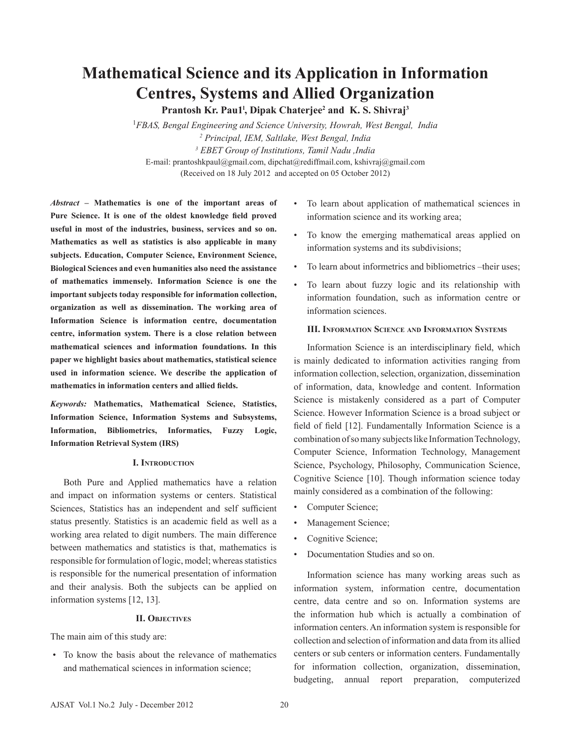# Mathematical Science and its Application in Information Centres, Systems and Allied Organization

**Prantosh Kr. Pau1[1], Dipak Chaterjee[2] and K. S. Shivraj[3]**

[1]*FBAS, Bengal Engineering and Science University, Howrah, West Bengal, India*

[2] *Principal, IEM, Saltlake, West Bengal, India*

[3] *EBET Group of Institutions, Tamil Nadu ,India*

E-mail: prantoshkpaul@gmail.com, dipchat@rediffmail.com, kshivraj@gmail.com

(Received on 18 July 2012 and accepted on 05 October 2012)

***Abstract* – Mathematics is one of the important areas of Pure Science. It is one of the oldest knowledge field proved useful in most of the industries, business, services and so on. Mathematics as well as statistics is also applicable in many subjects. Education, Computer Science, Environment Science, Biological Sciences and even humanities also need the assistance of mathematics immensely. Information Science is one the important subjects today responsible for information collection, organization as well as dissemination. The working area of Information Science is information centre, documentation centre, information system. There is a close relation between mathematical sciences and information foundations. In this paper we highlight basics about mathematics, statistical science used in information science. We describe the application of mathematics in information centers and allied fields.**

***Keywords:* Mathematics, Mathematical Science, Statistics, Information Science, Information Systems and Subsystems, Information, Bibliometrics, Informatics, Fuzzy Logic, Information Retrieval System (IRS)**

## I. Introduction

Both Pure and Applied mathematics have a relation and impact on information systems or centers. Statistical Sciences, Statistics has an independent and self sufficient status presently. Statistics is an academic field as well as a working area related to digit numbers. The main difference between mathematics and statistics is that, mathematics is responsible for formulation of logic, model; whereas statistics is responsible for the numerical presentation of information and their analysis. Both the subjects can be applied on information systems [12, 13].

## II. Objectives

The main aim of this study are:

- To know the basis about the relevance of mathematics and mathematical sciences in information science;
- To learn about application of mathematical sciences in information science and its working area;
- To know the emerging mathematical areas applied on information systems and its subdivisions;
- To learn about informetrics and bibliometrics –their uses;
- To learn about fuzzy logic and its relationship with information foundation, such as information centre or information sciences.

## III. Information Science and Information Systems

Information Science is an interdisciplinary field, which is mainly dedicated to information activities ranging from information collection, selection, organization, dissemination of information, data, knowledge and content. Information Science is mistakenly considered as a part of Computer Science. However Information Science is a broad subject or field of field [12]. Fundamentally Information Science is a combination of so many subjects like Information Technology, Computer Science, Information Technology, Management Science, Psychology, Philosophy, Communication Science, Cognitive Science [10]. Though information science today mainly considered as a combination of the following:

- Computer Science;
- Management Science;
- Cognitive Science;
- Documentation Studies and so on.

Information science has many working areas such as information system, information centre, documentation centre, data centre and so on. Information systems are the information hub which is actually a combination of information centers. An information system is responsible for collection and selection of information and data from its allied centers or sub centers or information centers. Fundamentally for information collection, organization, dissemination, budgeting, annual report preparation, computerized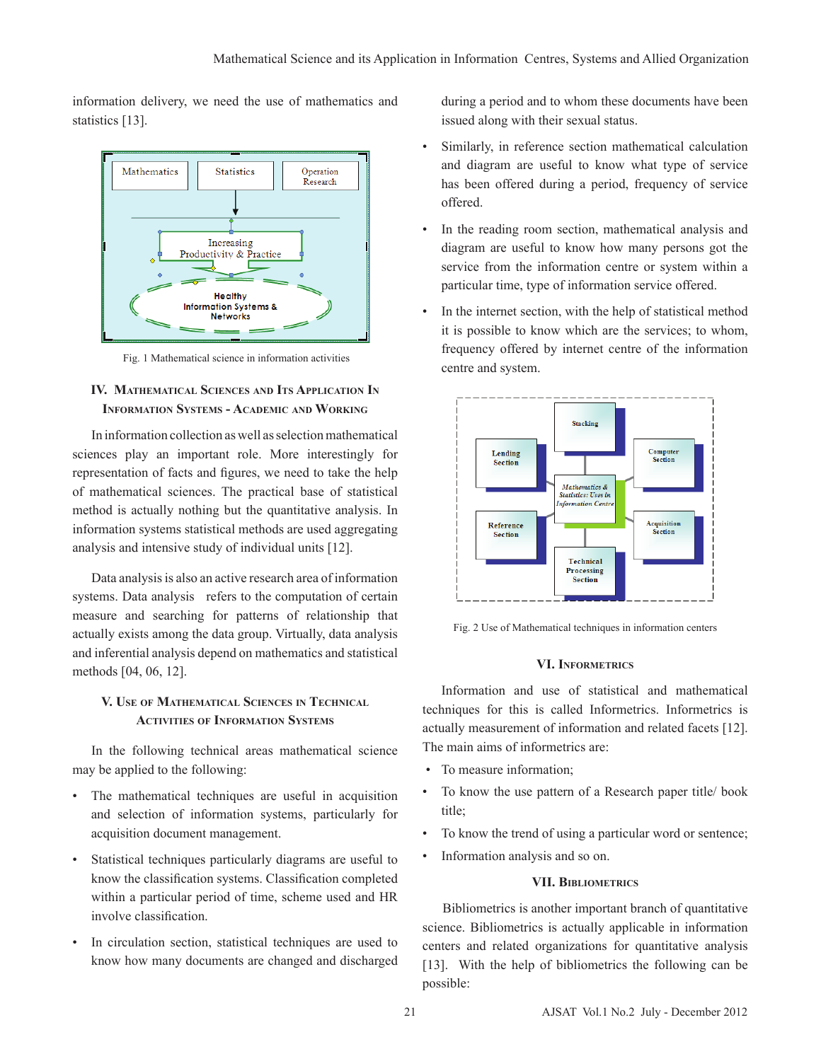information delivery, we need the use of mathematics and statistics [13].

Fig. 1 Mathematical science in information activities

## IV. Mathematical Sciences and Its Application In Information Systems - Academic and Working

In information collection as well as selection mathematical sciences play an important role. More interestingly for representation of facts and figures, we need to take the help of mathematical sciences. The practical base of statistical method is actually nothing but the quantitative analysis. In information systems statistical methods are used aggregating analysis and intensive study of individual units [12].

Data analysis is also an active research area of information systems. Data analysis refers to the computation of certain measure and searching for patterns of relationship that actually exists among the data group. Virtually, data analysis and inferential analysis depend on mathematics and statistical methods [04, 06, 12].

## V. Use of Mathematical Sciences in Technical Activities of Information Systems

In the following technical areas mathematical science may be applied to the following:

- The mathematical techniques are useful in acquisition and selection of information systems, particularly for acquisition document management.
- Statistical techniques particularly diagrams are useful to know the classification systems. Classification completed within a particular period of time, scheme used and HR involve classification.
- In circulation section, statistical techniques are used to know how many documents are changed and discharged during a period and to whom these documents have been issued along with their sexual status.
- Similarly, in reference section mathematical calculation and diagram are useful to know what type of service has been offered during a period, frequency of service offered.
- In the reading room section, mathematical analysis and diagram are useful to know how many persons got the service from the information centre or system within a particular time, type of information service offered.
- In the internet section, with the help of statistical method it is possible to know which are the services; to whom, frequency offered by internet centre of the information centre and system.

Fig. 2 Use of Mathematical techniques in information centers

## VI. Informetrics

Information and use of statistical and mathematical techniques for this is called Informetrics. Informetrics is actually measurement of information and related facets [12]. The main aims of informetrics are:

- To measure information;
- To know the use pattern of a Research paper title/ book title;
- To know the trend of using a particular word or sentence;
- Information analysis and so on.

## VII. Bibliometrics

Bibliometrics is another important branch of quantitative science. Bibliometrics is actually applicable in information centers and related organizations for quantitative analysis [13]. With the help of bibliometrics the following can be possible: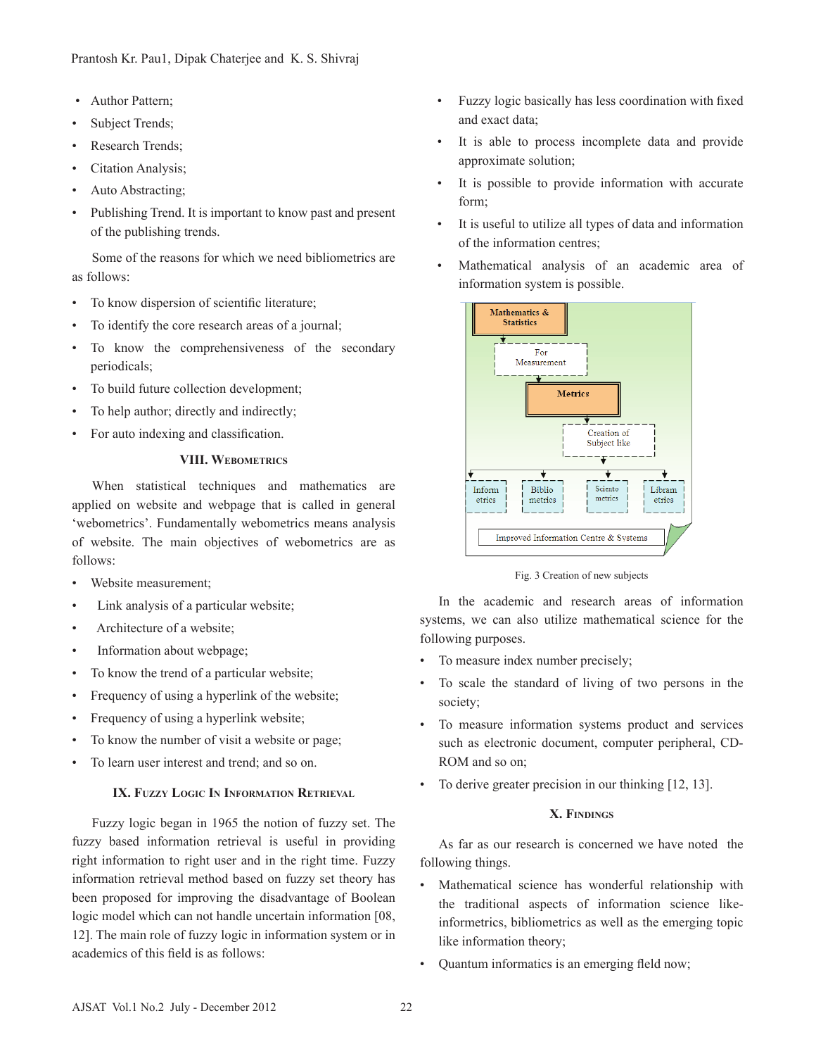- Author Pattern;
- Subject Trends;
- Research Trends;
- Citation Analysis;
- Auto Abstracting;
- Publishing Trend. It is important to know past and present of the publishing trends.

Some of the reasons for which we need bibliometrics are as follows:

- To know dispersion of scientific literature;
- To identify the core research areas of a journal;
- To know the comprehensiveness of the secondary periodicals;
- To build future collection development;
- To help author; directly and indirectly;
- For auto indexing and classification.

## VIII. Webometrics

When statistical techniques and mathematics are applied on website and webpage that is called in general 'webometrics'. Fundamentally webometrics means analysis of website. The main objectives of webometrics are as follows:

- Website measurement;
- Link analysis of a particular website;
- Architecture of a website;
- Information about webpage;
- To know the trend of a particular website;
- Frequency of using a hyperlink of the website;
- Frequency of using a hyperlink website;
- To know the number of visit a website or page;
- To learn user interest and trend; and so on.

## IX. Fuzzy Logic In Information Retrieval

Fuzzy logic began in 1965 the notion of fuzzy set. The fuzzy based information retrieval is useful in providing right information to right user and in the right time. Fuzzy information retrieval method based on fuzzy set theory has been proposed for improving the disadvantage of Boolean logic model which can not handle uncertain information [08, 12]. The main role of fuzzy logic in information system or in academics of this field is as follows:

- Fuzzy logic basically has less coordination with fixed and exact data;
- It is able to process incomplete data and provide approximate solution;
- It is possible to provide information with accurate form;
- It is useful to utilize all types of data and information of the information centres;
- Mathematical analysis of an academic area of information system is possible.

Mathematics & Statistics → For Measurement → Metrics → Creation of Subject like → Inform etrics | Biblio metrics | Sciento metrics | Librametrics → Improved Information Centre & Systems

Fig. 3 Creation of new subjects

In the academic and research areas of information systems, we can also utilize mathematical science for the following purposes.

- To measure index number precisely;
- To scale the standard of living of two persons in the society;
- To measure information systems product and services such as electronic document, computer peripheral, CD-ROM and so on;
- To derive greater precision in our thinking [12, 13].

## X. Findings

As far as our research is concerned we have noted the following things.

- Mathematical science has wonderful relationship with the traditional aspects of information science like-informetrics, bibliometrics as well as the emerging topic like information theory;
- Quantum informatics is an emerging field now;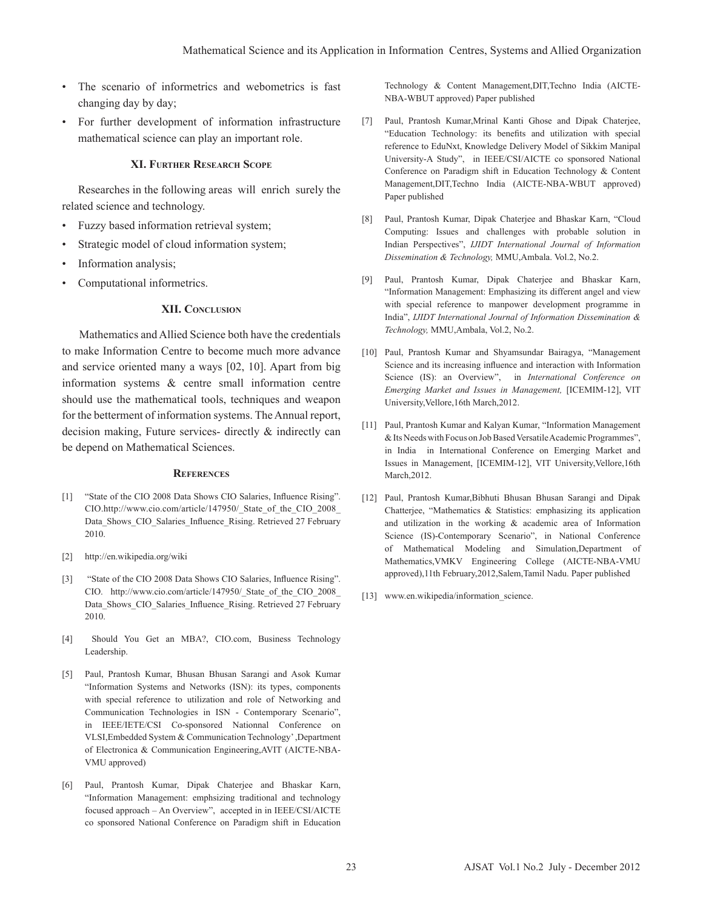- The scenario of informetrics and webometrics is fast changing day by day;
- For further development of information infrastructure mathematical science can play an important role.

## XI. Further Research Scope

Researches in the following areas will enrich surely the related science and technology.

- Fuzzy based information retrieval system;
- Strategic model of cloud information system;
- Information analysis;
- Computational informetrics.

## XII. Conclusion

Mathematics and Allied Science both have the credentials to make Information Centre to become much more advance and service oriented many a ways [02, 10]. Apart from big information systems & centre small information centre should use the mathematical tools, techniques and weapon for the betterment of information systems. The Annual report, decision making, Future services- directly & indirectly can be depend on Mathematical Sciences.

## References

[1] "State of the CIO 2008 Data Shows CIO Salaries, Influence Rising". CIO.http://www.cio.com/article/147950/_State_of_the_CIO_2008_Data_Shows_CIO_Salaries_Influence_Rising. Retrieved 27 February 2010.

[2] http://en.wikipedia.org/wiki

[3] "State of the CIO 2008 Data Shows CIO Salaries, Influence Rising". CIO. http://www.cio.com/article/147950/_State_of_the_CIO_2008_Data_Shows_CIO_Salaries_Influence_Rising. Retrieved 27 February 2010.

[4] Should You Get an MBA?, CIO.com, Business Technology Leadership.

[5] Paul, Prantosh Kumar, Bhusan Bhusan Sarangi and Asok Kumar "Information Systems and Networks (ISN): its types, components with special reference to utilization and role of Networking and Communication Technologies in ISN - Contemporary Scenario", in IEEE/IETE/CSI Co-sponsored Nationnal Conference on VLSI,Embedded System & Communication Technology' ,Department of Electronica & Communication Engineering,AVIT (AICTE-NBA-VMU approved)

[6] Paul, Prantosh Kumar, Dipak Chaterjee and Bhaskar Karn, "Information Management: emphsizing traditional and technology focused approach – An Overview", accepted in in IEEE/CSI/AICTE co sponsored National Conference on Paradigm shift in Education Technology & Content Management,DIT,Techno India (AICTE-NBA-WBUT approved) Paper published

[7] Paul, Prantosh Kumar,Mrinal Kanti Ghose and Dipak Chaterjee, "Education Technology: its benefits and utilization with special reference to EduNxt, Knowledge Delivery Model of Sikkim Manipal University-A Study", in IEEE/CSI/AICTE co sponsored National Conference on Paradigm shift in Education Technology & Content Management,DIT,Techno India (AICTE-NBA-WBUT approved) Paper published

[8] Paul, Prantosh Kumar, Dipak Chaterjee and Bhaskar Karn, "Cloud Computing: Issues and challenges with probable solution in Indian Perspectives", *IJIDT International Journal of Information Dissemination & Technology,* MMU,Ambala. Vol.2, No.2.

[9] Paul, Prantosh Kumar, Dipak Chaterjee and Bhaskar Karn, "Information Management: Emphasizing its different angel and view with special reference to manpower development programme in India", *IJIDT International Journal of Information Dissemination & Technology,* MMU,Ambala, Vol.2, No.2.

[10] Paul, Prantosh Kumar and Shyamsundar Bairagya, "Management Science and its increasing influence and interaction with Information Science (IS): an Overview", in *International Conference on Emerging Market and Issues in Management,* [ICEMIM-12], VIT University,Vellore,16th March,2012.

[11] Paul, Prantosh Kumar and Kalyan Kumar, "Information Management & Its Needs with Focus on Job Based Versatile Academic Programmes", in India in International Conference on Emerging Market and Issues in Management, [ICEMIM-12], VIT University,Vellore,16th March,2012.

[12] Paul, Prantosh Kumar,Bibhuti Bhusan Bhusan Sarangi and Dipak Chatterjee, "Mathematics & Statistics: emphasizing its application and utilization in the working & academic area of Information Science (IS)-Contemporary Scenario", in National Conference of Mathematical Modeling and Simulation,Department of Mathematics,VMKV Engineering College (AICTE-NBA-VMU approved),11th February,2012,Salem,Tamil Nadu. Paper published

[13] www.en.wikipedia/information_science.